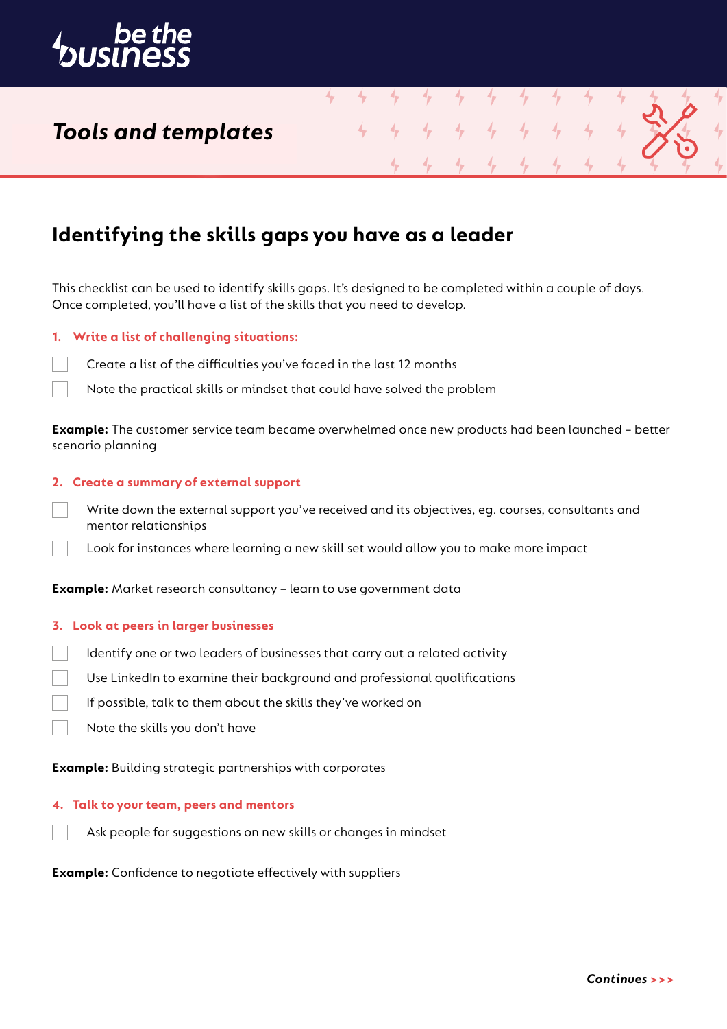be the business

*Tools and templates*

# Identifying the skills gaps you have as a leader

This checklist can be used to identify skills gaps. It's designed to be completed within a couple of days. Once completed, you'll have a list of the skills that you need to develop.

## 1. Write a list of challenging situations:

- [ ] Create a list of the difficulties you've faced in the last 12 months
- [ ] Note the practical skills or mindset that could have solved the problem

**Example:** The customer service team became overwhelmed once new products had been launched – better scenario planning

## 2. Create a summary of external support

- [ ] Write down the external support you've received and its objectives, eg. courses, consultants and mentor relationships
- [ ] Look for instances where learning a new skill set would allow you to make more impact

**Example:** Market research consultancy – learn to use government data

## 3. Look at peers in larger businesses

- [ ] Identify one or two leaders of businesses that carry out a related activity
- [ ] Use LinkedIn to examine their background and professional qualifications
- [ ] If possible, talk to them about the skills they've worked on
- [ ] Note the skills you don't have

**Example:** Building strategic partnerships with corporates

## 4. Talk to your team, peers and mentors

- [ ] Ask people for suggestions on new skills or changes in mindset

**Example:** Confidence to negotiate effectively with suppliers

*Continues >>>*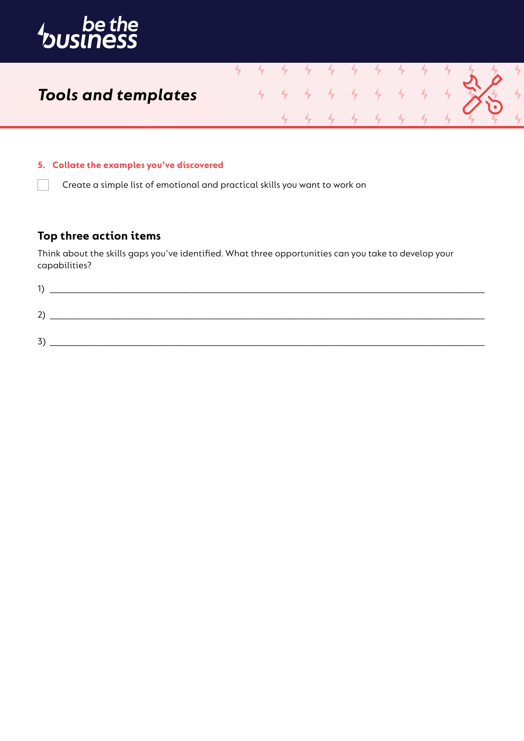## Tools and templates

**5. Collate the examples you've discovered**

- [ ] Create a simple list of emotional and practical skills you want to work on

### Top three action items

Think about the skills gaps you've identified. What three opportunities can you take to develop your capabilities?

1) ________________________________________________________________________________

2) ________________________________________________________________________________

3) ________________________________________________________________________________